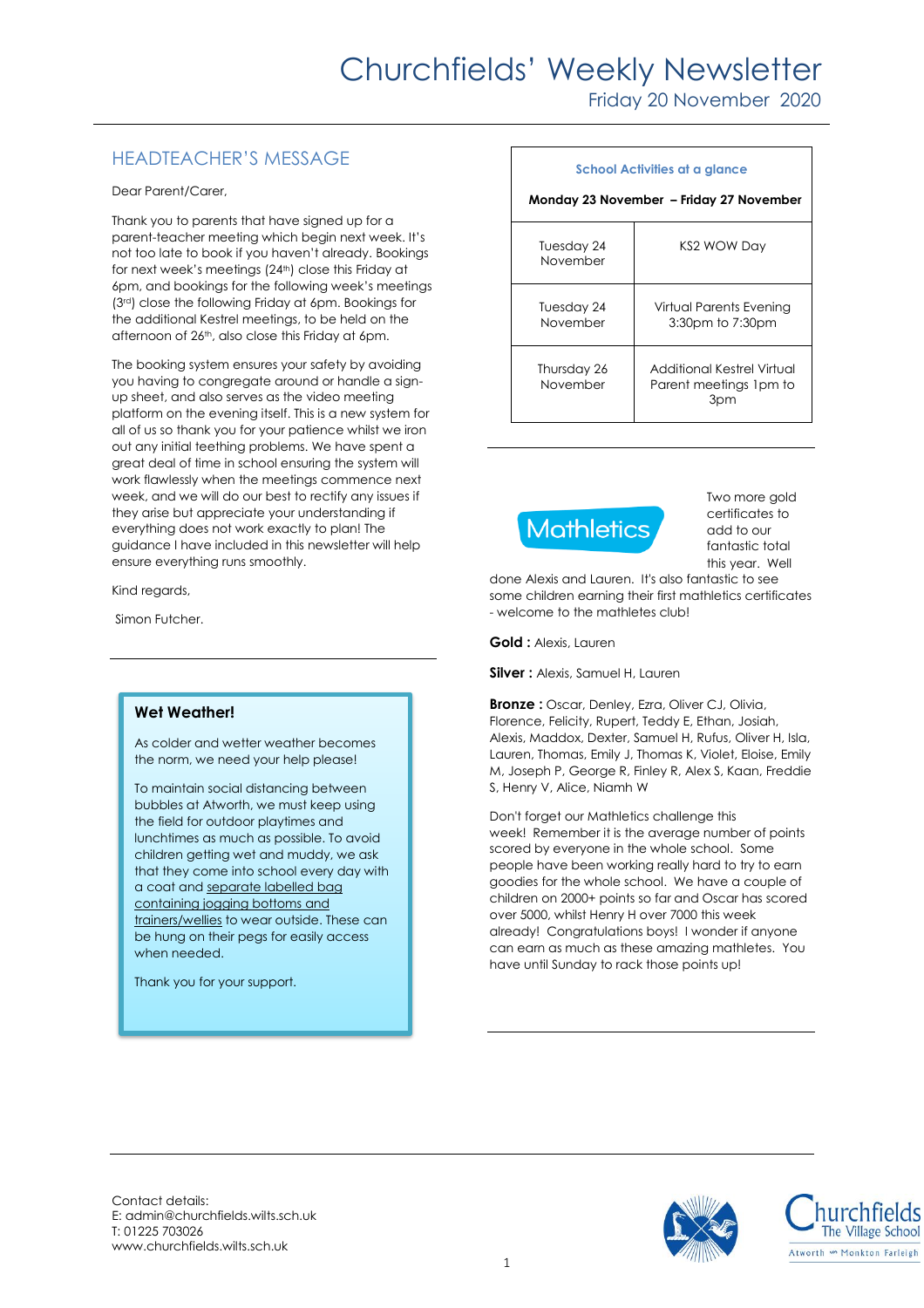# Churchfields' Weekly Newsletter

Friday 20 November 2020

## HEADTEACHER'S MESSAGE

Dear Parent/Carer,

Thank you to parents that have signed up for a parent-teacher meeting which begin next week. It's not too late to book if you haven't already. Bookings for next week's meetings (24th) close this Friday at 6pm, and bookings for the following week's meetings (3rd) close the following Friday at 6pm. Bookings for the additional Kestrel meetings, to be held on the afternoon of 26th, also close this Friday at 6pm.

The booking system ensures your safety by avoiding you having to congregate around or handle a sign-up sheet, and also serves as the video meeting platform on the evening itself. This is a new system for all of us so thank you for your patience whilst we iron out any initial teething problems. We have spent a great deal of time in school ensuring the system will work flawlessly when the meetings commence next week, and we will do our best to rectify any issues if they arise but appreciate your understanding if everything does not work exactly to plan! The guidance I have included in this newsletter will help ensure everything runs smoothly.

Kind regards,

Simon Futcher.

### Wet Weather!

As colder and wetter weather becomes the norm, we need your help please!

To maintain social distancing between bubbles at Atworth, we must keep using the field for outdoor playtimes and lunchtimes as much as possible. To avoid children getting wet and muddy, we ask that they come into school every day with a coat and separate labelled bag containing jogging bottoms and trainers/wellies to wear outside. These can be hung on their pegs for easily access when needed.

Thank you for your support.

### School Activities at a glance

**Monday 23 November – Friday 27 November**

| Date | Activity |
|---|---|
| Tuesday 24 November | KS2 WOW Day |
| Tuesday 24 November | Virtual Parents Evening 3:30pm to 7:30pm |
| Thursday 26 November | Additional Kestrel Virtual Parent meetings 1pm to 3pm |

### Mathletics

Two more gold certificates to add to our fantastic total this year. Well done Alexis and Lauren. It's also fantastic to see some children earning their first mathletics certificates - welcome to the mathletes club!

**Gold :** Alexis, Lauren

**Silver :** Alexis, Samuel H, Lauren

**Bronze :** Oscar, Denley, Ezra, Oliver CJ, Olivia, Florence, Felicity, Rupert, Teddy E, Ethan, Josiah, Alexis, Maddox, Dexter, Samuel H, Rufus, Oliver H, Isla, Lauren, Thomas, Emily J, Thomas K, Violet, Eloise, Emily M, Joseph P, George R, Finley R, Alex S, Kaan, Freddie S, Henry V, Alice, Niamh W

Don't forget our Mathletics challenge this week! Remember it is the average number of points scored by everyone in the whole school. Some people have been working really hard to try to earn goodies for the whole school. We have a couple of children on 2000+ points so far and Oscar has scored over 5000, whilst Henry H over 7000 this week already! Congratulations boys! I wonder if anyone can earn as much as these amazing mathletes. You have until Sunday to rack those points up!

Contact details:
E: admin@churchfields.wilts.sch.uk
T: 01225 703026
www.churchfields.wilts.sch.uk

Churchfields The Village School
Atworth Monkton Farleigh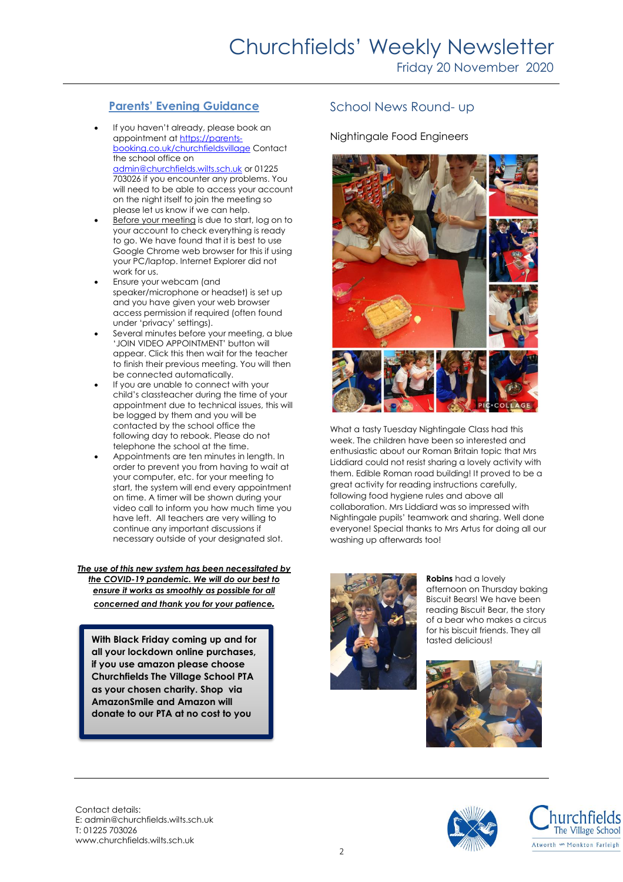# Churchfields' Weekly Newsletter

Friday 20 November 2020

## Parents' Evening Guidance

- If you haven't already, please book an appointment at https://parents-booking.co.uk/churchfieldsvillage Contact the school office on admin@churchfield.wilts.sch.uk or 01225 703026 if you encounter any problems. You will need to be able to access your account on the night itself to join the meeting so please let us know if we can help.
- Before your meeting is due to start, log on to your account to check everything is ready to go. We have found that it is best to use Google Chrome web browser for this if using your PC/laptop. Internet Explorer did not work for us.
- Ensure your webcam (and speaker/microphone or headset) is set up and you have given your web browser access permission if required (often found under 'privacy' settings).
- Several minutes before your meeting, a blue 'JOIN VIDEO APPOINTMENT' button will appear. Click this then wait for the teacher to finish their previous meeting. You will then be connected automatically.
- If you are unable to connect with your child's classteacher during the time of your appointment due to technical issues, this will be logged by them and you will be contacted by the school office the following day to rebook. Please do not telephone the school at the time.
- Appointments are ten minutes in length. In order to prevent you from having to wait at your computer, etc. for your meeting to start, the system will end every appointment on time. A timer will be shown during your video call to inform you how much time you have left. All teachers are very willing to continue any important discussions if necessary outside of your designated slot.

***The use of this new system has been necessitated by the COVID-19 pandemic. We will do our best to ensure it works as smoothly as possible for all concerned and thank you for your patience.***

**With Black Friday coming up and for all your lockdown online purchases, if you use amazon please choose Churchfields The Village School PTA as your chosen charity. Shop via AmazonSmile and Amazon will donate to our PTA at no cost to you**

## School News Round- up

### Nightingale Food Engineers

What a tasty Tuesday Nightingale Class had this week. The children have been so interested and enthusiastic about our Roman Britain topic that Mrs Liddiard could not resist sharing a lovely activity with them. Edible Roman road building! It proved to be a great activity for reading instructions carefully, following food hygiene rules and above all collaboration. Mrs Liddiard was so impressed with Nightingale pupils' teamwork and sharing. Well done everyone! Special thanks to Mrs Artus for doing all our washing up afterwards too!

**Robins** had a lovely afternoon on Thursday baking Biscuit Bears! We have been reading Biscuit Bear, the story of a bear who makes a circus for his biscuit friends. They all tasted delicious!

Contact details:
E: admin@churchfields.wilts.sch.uk
T: 01225 703026
www.churchfields.wilts.sch.uk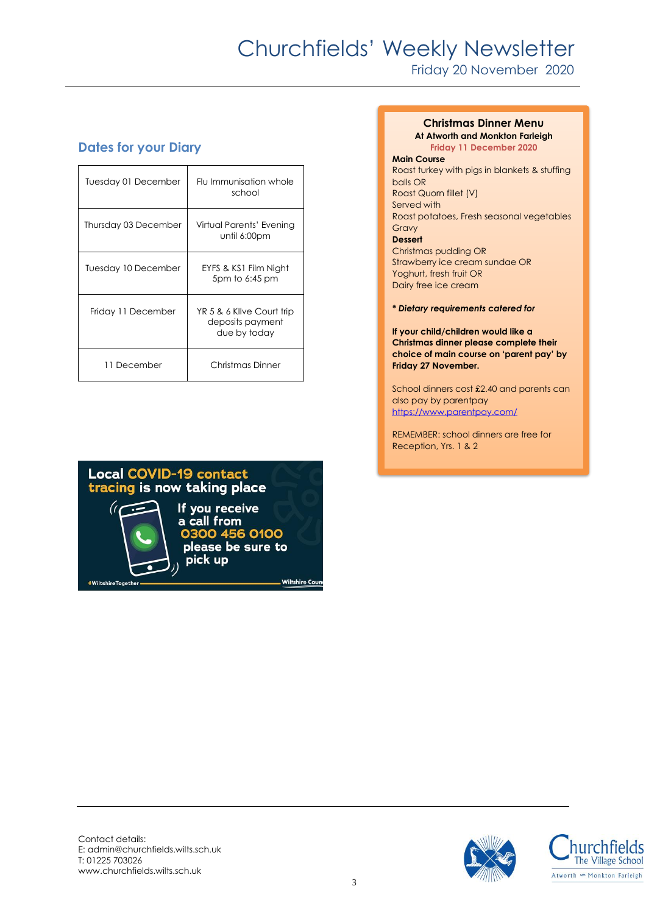# Churchfields' Weekly Newsletter

Friday 20 November 2020

## Dates for your Diary

| | |
|---|---|
| Tuesday 01 December | Flu Immunisation whole school |
| Thursday 03 December | Virtual Parents' Evening until 6:00pm |
| Tuesday 10 December | EYFS & KS1 Film Night 5pm to 6:45 pm |
| Friday 11 December | YR 5 & 6 Kllve Court trip deposits payment due by today |
| 11 December | Christmas Dinner |

**Local COVID-19 contact tracing is now taking place**

**If you receive a call from 0300 456 0100 please be sure to pick up**

#WiltshireTogether

Wiltshire Council

## Christmas Dinner Menu

**At Atworth and Monkton Farleigh**

Friday 11 December 2020

**Main Course**

Roast turkey with pigs in blankets & stuffing balls OR

Roast Quorn fillet (V)

Served with

Roast potatoes, Fresh seasonal vegetables

Gravy

**Dessert**

Christmas pudding OR

Strawberry ice cream sundae OR

Yoghurt, fresh fruit OR

Dairy free ice cream

***\* Dietary requirements catered for***

**If your child/children would like a Christmas dinner please complete their choice of main course on 'parent pay' by Friday 27 November.**

School dinners cost £2.40 and parents can also pay by parentpay https://www.parentpay.com/

REMEMBER: school dinners are free for Reception, Yrs. 1 & 2

Contact details:
E: admin@churchfields.wilts.sch.uk
T: 01225 703026
www.churchfields.wilts.sch.uk

Churchfields The Village School

Atworth Monkton Farleigh